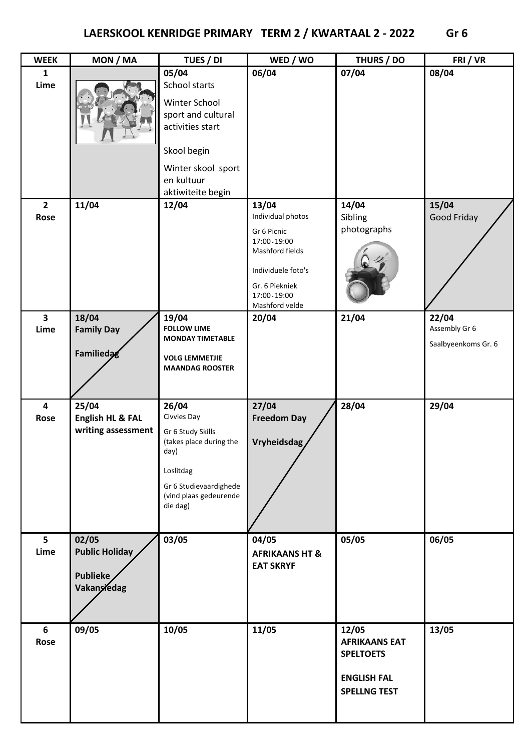# LAERSKOOL KENRIDGE PRIMARY TERM 2 / KWARTAAL 2 - 2022 Gr 6

| WEEK | MON / MA | TUES / DI | WED / WO | THURS / DO | FRI / VR |
|---|---|---|---|---|---|
| 1 Lime | | 05/04 School starts Winter School sport and cultural activities start Skool begin Winter skool sport en kultuur aktiwiteite begin | 06/04 | 07/04 | 08/04 |
| 2 Rose | 11/04 | 12/04 | 13/04 Individual photos Gr 6 Picnic 17:00 - 19:00 Mashford fields Individuele foto's Gr. 6 Piekniek 17:00 - 19:00 Mashford velde | 14/04 Sibling photographs | 15/04 Good Friday |
| 3 Lime | 18/04 **Family Day** **Familiedag** | 19/04 **FOLLOW LIME MONDAY TIMETABLE** **VOLG LEMMETJIE MAANDAG ROOSTER** | 20/04 | 21/04 | 22/04 Assembly Gr 6 Saalbyeenkoms Gr. 6 |
| 4 Rose | 25/04 **English HL & FAL writing assessment** | 26/04 Civvies Day Gr 6 Study Skills (takes place during the day) Loslitdag Gr 6 Studievaardighede (vind plaas gedeurende die dag) | 27/04 **Freedom Day** **Vryheidsdag** | 28/04 | 29/04 |
| 5 Lime | 02/05 **Public Holiday** **Publieke Vakansiedag** | 03/05 | 04/05 **AFRIKAANS HT & EAT SKRYF** | 05/05 | 06/05 |
| 6 Rose | 09/05 | 10/05 | 11/05 | 12/05 **AFRIKAANS EAT SPELTOETS** **ENGLISH FAL SPELLNG TEST** | 13/05 |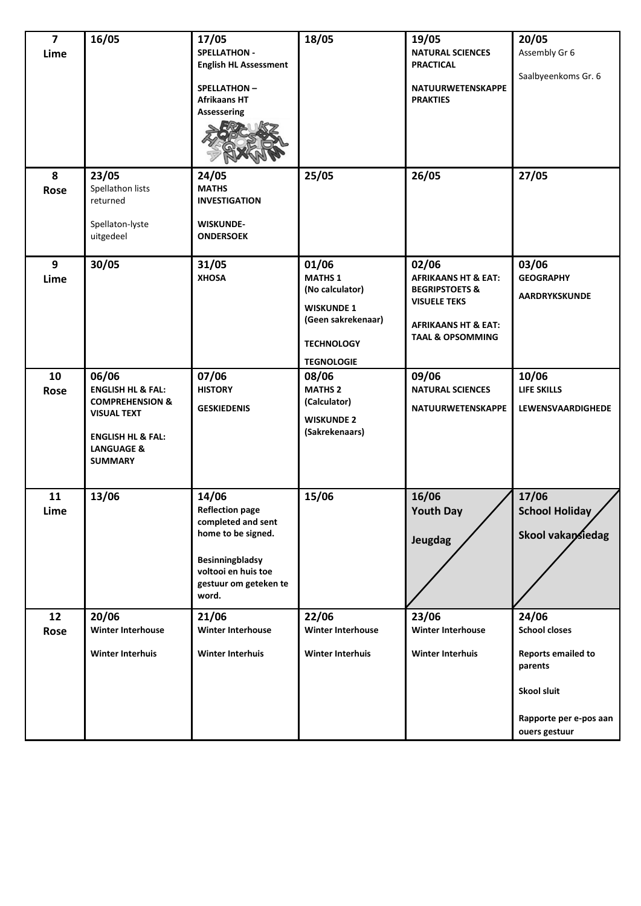| | | | | | |
|---|---|---|---|---|---|
| **7 Lime** | **16/05** | **17/05** **SPELLATHON - English HL Assessment** **SPELLATHON – Afrikaans HT Assessering** | **18/05** | **19/05** **NATURAL SCIENCES PRACTICAL** **NATUURWETENSKAPPE PRAKTIES** | **20/05** Assembly Gr 6 Saalbyeenkoms Gr. 6 |
| **8 Rose** | **23/05** Spellathon lists returned Spellaton-lyste uitgedeel | **24/05** **MATHS INVESTIGATION** **WISKUNDE-ONDERSOEK** | **25/05** | **26/05** | **27/05** |
| **9 Lime** | **30/05** | **31/05** **XHOSA** | **01/06** **MATHS 1 (No calculator)** **WISKUNDE 1 (Geen sakrekenaar)** **TECHNOLOGY** **TEGNOLOGIE** | **02/06** **AFRIKAANS HT & EAT: BEGRIPSTOETS & VISUELE TEKS** **AFRIKAANS HT & EAT: TAAL & OPSOMMING** | **03/06** **GEOGRAPHY** **AARDRYKSKUNDE** |
| **10 Rose** | **06/06** **ENGLISH HL & FAL: COMPREHENSION & VISUAL TEXT** **ENGLISH HL & FAL: LANGUAGE & SUMMARY** | **07/06** **HISTORY** **GESKIEDENIS** | **08/06** **MATHS 2 (Calculator)** **WISKUNDE 2 (Sakrekenaars)** | **09/06** **NATURAL SCIENCES** **NATUURWETENSKAPPE** | **10/06** **LIFE SKILLS** **LEWENSVAARDIGHEDE** |
| **11 Lime** | **13/06** | **14/06** **Reflection page completed and sent home to be signed.** **Besinningbladsy voltooi en huis toe gestuur om geteken te word.** | **15/06** | **16/06** **Youth Day** **Jeugdag** | **17/06** **School Holiday** **Skool vakansiedag** |
| **12 Rose** | **20/06** **Winter Interhouse** **Winter Interhuis** | **21/06** **Winter Interhouse** **Winter Interhuis** | **22/06** **Winter Interhouse** **Winter Interhuis** | **23/06** **Winter Interhouse** **Winter Interhuis** | **24/06** **School closes** **Reports emailed to parents** **Skool sluit** **Rapporte per e-pos aan ouers gestuur** |